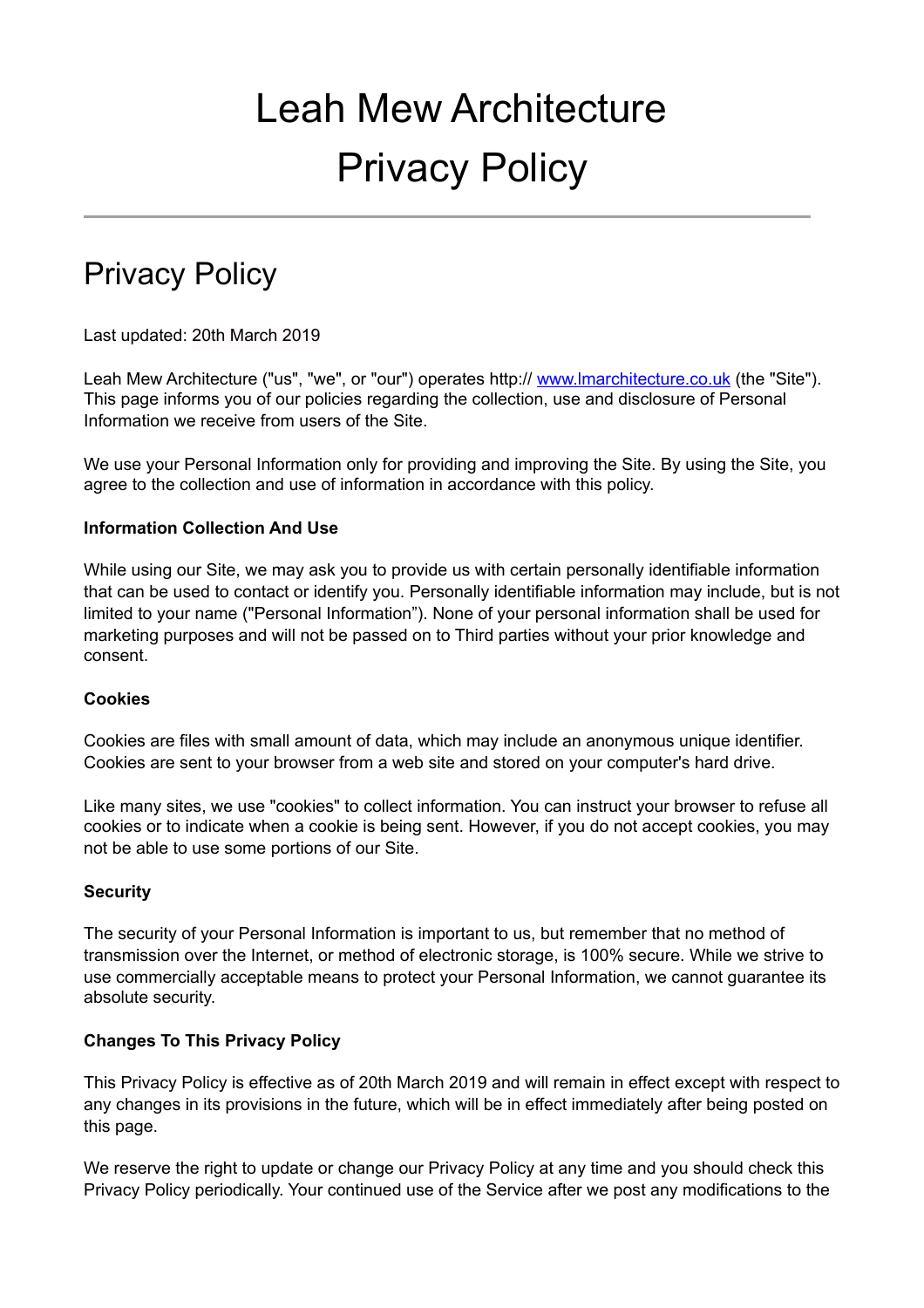# Leah Mew Architecture
# Privacy Policy

---

## Privacy Policy

Last updated: 20th March 2019

Leah Mew Architecture ("us", "we", or "our") operates http:// [www.lmarchitecture.co.uk](http://www.lmarchitecture.co.uk) (the "Site"). This page informs you of our policies regarding the collection, use and disclosure of Personal Information we receive from users of the Site.

We use your Personal Information only for providing and improving the Site. By using the Site, you agree to the collection and use of information in accordance with this policy.

**Information Collection And Use**

While using our Site, we may ask you to provide us with certain personally identifiable information that can be used to contact or identify you. Personally identifiable information may include, but is not limited to your name ("Personal Information"). None of your personal information shall be used for marketing purposes and will not be passed on to Third parties without your prior knowledge and consent.

**Cookies**

Cookies are files with small amount of data, which may include an anonymous unique identifier. Cookies are sent to your browser from a web site and stored on your computer's hard drive.

Like many sites, we use "cookies" to collect information. You can instruct your browser to refuse all cookies or to indicate when a cookie is being sent. However, if you do not accept cookies, you may not be able to use some portions of our Site.

**Security**

The security of your Personal Information is important to us, but remember that no method of transmission over the Internet, or method of electronic storage, is 100% secure. While we strive to use commercially acceptable means to protect your Personal Information, we cannot guarantee its absolute security.

**Changes To This Privacy Policy**

This Privacy Policy is effective as of 20th March 2019 and will remain in effect except with respect to any changes in its provisions in the future, which will be in effect immediately after being posted on this page.

We reserve the right to update or change our Privacy Policy at any time and you should check this Privacy Policy periodically. Your continued use of the Service after we post any modifications to the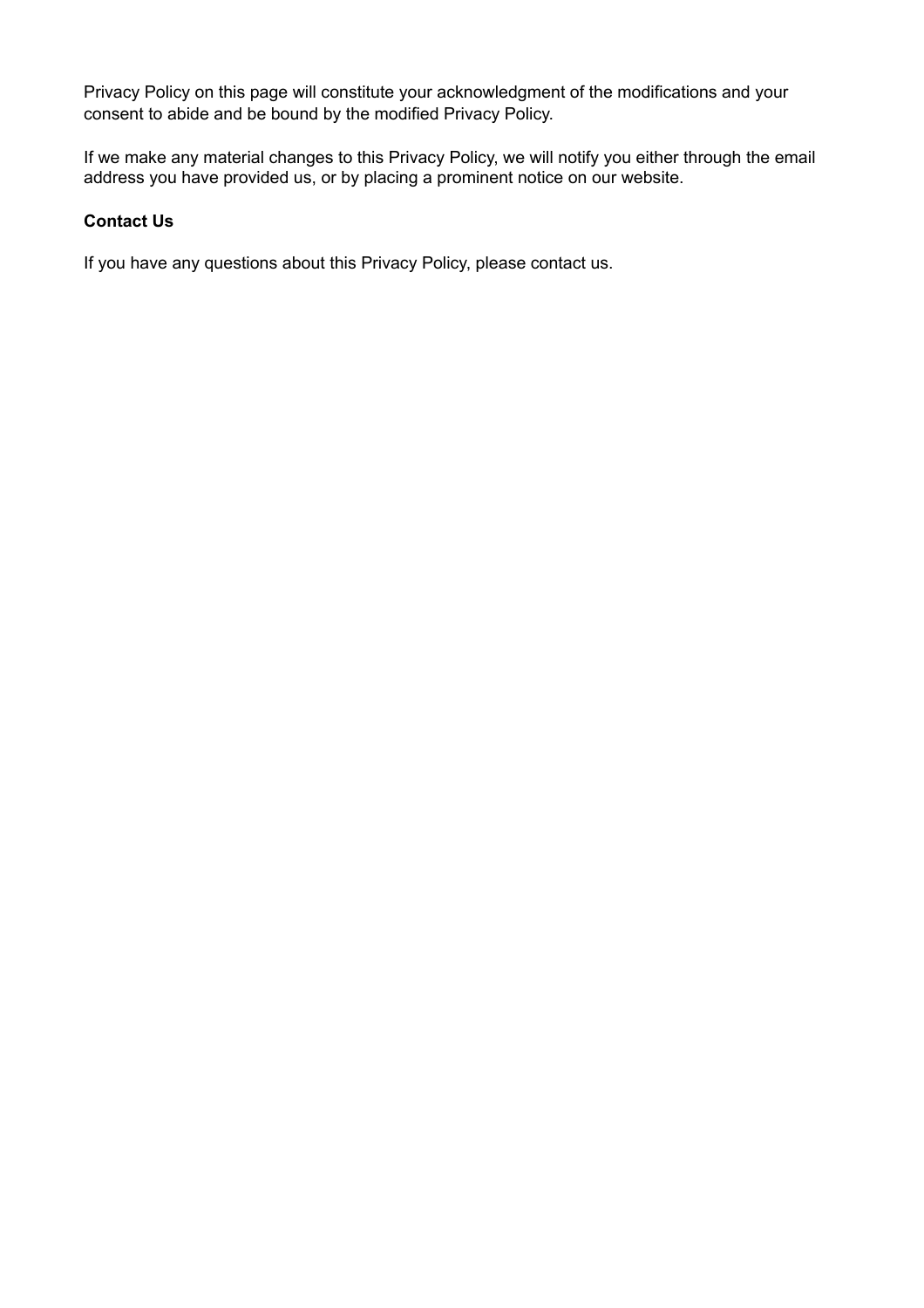Privacy Policy on this page will constitute your acknowledgment of the modifications and your consent to abide and be bound by the modified Privacy Policy.

If we make any material changes to this Privacy Policy, we will notify you either through the email address you have provided us, or by placing a prominent notice on our website.

**Contact Us**

If you have any questions about this Privacy Policy, please contact us.